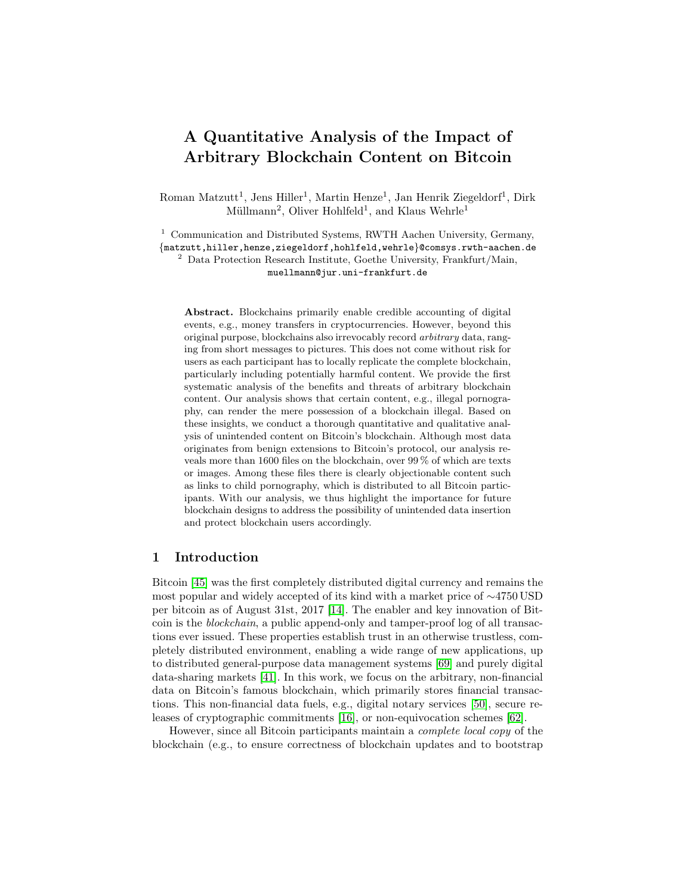# A Quantitative Analysis of the Impact of Arbitrary Blockchain Content on Bitcoin

Roman Matzutt[1], Jens Hiller[1], Martin Henze[1], Jan Henrik Ziegeldorf[1], Dirk Müllmann[2], Oliver Hohlfeld[1], and Klaus Wehrle[1]

[1] Communication and Distributed Systems, RWTH Aachen University, Germany, {matzutt,hiller,henze,ziegeldorf,hohlfeld,wehrle}@comsys.rwth-aachen.de

[2] Data Protection Research Institute, Goethe University, Frankfurt/Main, muellmann@jur.uni-frankfurt.de

**Abstract.** Blockchains primarily enable credible accounting of digital events, e.g., money transfers in cryptocurrencies. However, beyond this original purpose, blockchains also irrevocably record *arbitrary* data, ranging from short messages to pictures. This does not come without risk for users as each participant has to locally replicate the complete blockchain, particularly including potentially harmful content. We provide the first systematic analysis of the benefits and threats of arbitrary blockchain content. Our analysis shows that certain content, e.g., illegal pornography, can render the mere possession of a blockchain illegal. Based on these insights, we conduct a thorough quantitative and qualitative analysis of unintended content on Bitcoin's blockchain. Although most data originates from benign extensions to Bitcoin's protocol, our analysis reveals more than 1600 files on the blockchain, over 99 % of which are texts or images. Among these files there is clearly objectionable content such as links to child pornography, which is distributed to all Bitcoin participants. With our analysis, we thus highlight the importance for future blockchain designs to address the possibility of unintended data insertion and protect blockchain users accordingly.

## 1 Introduction

Bitcoin [45] was the first completely distributed digital currency and remains the most popular and widely accepted of its kind with a market price of ∼4750 USD per bitcoin as of August 31st, 2017 [14]. The enabler and key innovation of Bitcoin is the *blockchain*, a public append-only and tamper-proof log of all transactions ever issued. These properties establish trust in an otherwise trustless, completely distributed environment, enabling a wide range of new applications, up to distributed general-purpose data management systems [69] and purely digital data-sharing markets [41]. In this work, we focus on the arbitrary, non-financial data on Bitcoin's famous blockchain, which primarily stores financial transactions. This non-financial data fuels, e.g., digital notary services [50], secure releases of cryptographic commitments [16], or non-equivocation schemes [62].

However, since all Bitcoin participants maintain a *complete local copy* of the blockchain (e.g., to ensure correctness of blockchain updates and to bootstrap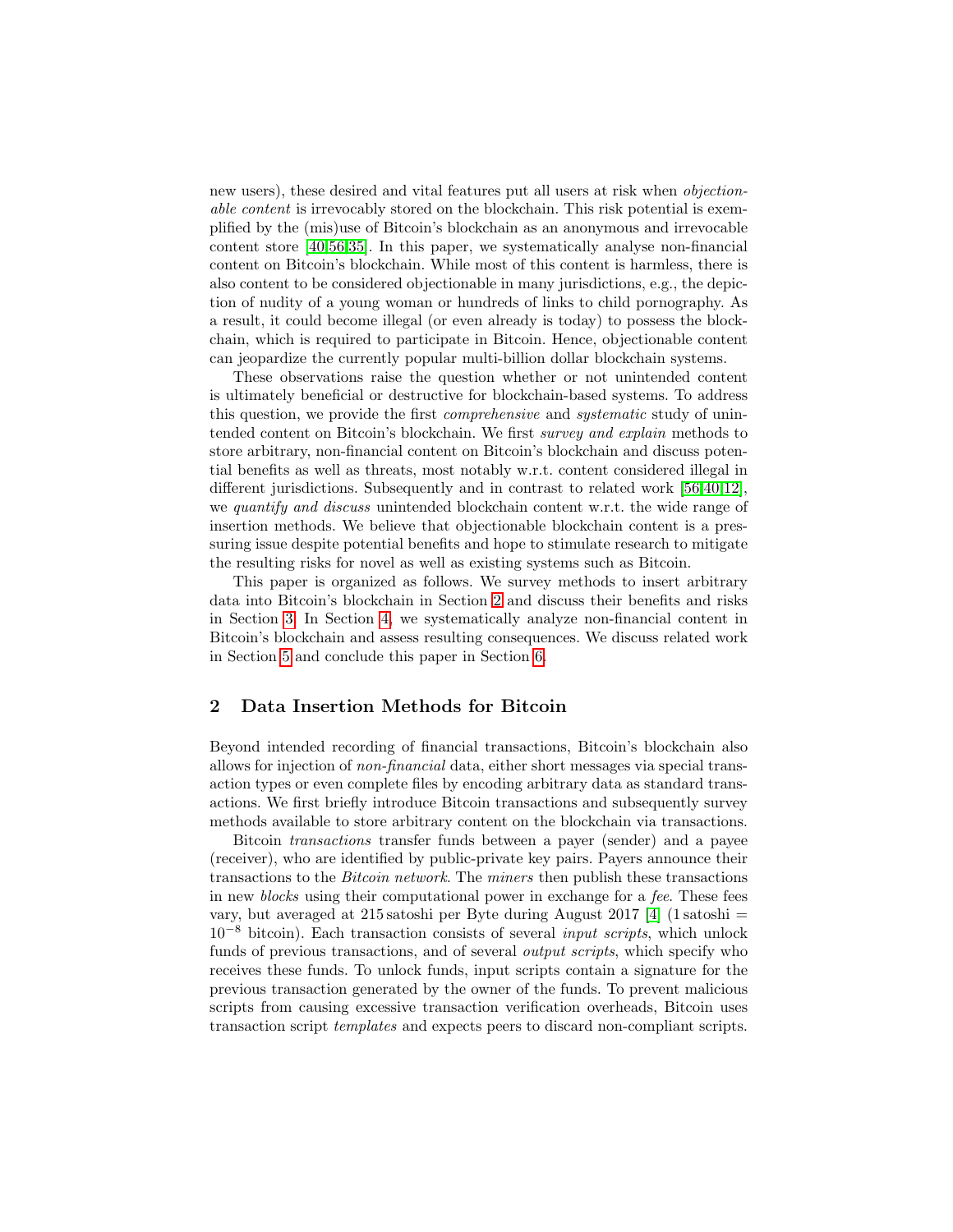new users), these desired and vital features put all users at risk when *objectionable content* is irrevocably stored on the blockchain. This risk potential is exemplified by the (mis)use of Bitcoin's blockchain as an anonymous and irrevocable content store [40,56,35]. In this paper, we systematically analyse non-financial content on Bitcoin's blockchain. While most of this content is harmless, there is also content to be considered objectionable in many jurisdictions, e.g., the depiction of nudity of a young woman or hundreds of links to child pornography. As a result, it could become illegal (or even already is today) to possess the blockchain, which is required to participate in Bitcoin. Hence, objectionable content can jeopardize the currently popular multi-billion dollar blockchain systems.

These observations raise the question whether or not unintended content is ultimately beneficial or destructive for blockchain-based systems. To address this question, we provide the first *comprehensive* and *systematic* study of unintended content on Bitcoin's blockchain. We first *survey and explain* methods to store arbitrary, non-financial content on Bitcoin's blockchain and discuss potential benefits as well as threats, most notably w.r.t. content considered illegal in different jurisdictions. Subsequently and in contrast to related work [56,40,12], we *quantify and discuss* unintended blockchain content w.r.t. the wide range of insertion methods. We believe that objectionable blockchain content is a pressuring issue despite potential benefits and hope to stimulate research to mitigate the resulting risks for novel as well as existing systems such as Bitcoin.

This paper is organized as follows. We survey methods to insert arbitrary data into Bitcoin's blockchain in Section 2 and discuss their benefits and risks in Section 3. In Section 4, we systematically analyze non-financial content in Bitcoin's blockchain and assess resulting consequences. We discuss related work in Section 5 and conclude this paper in Section 6.

## 2 Data Insertion Methods for Bitcoin

Beyond intended recording of financial transactions, Bitcoin's blockchain also allows for injection of *non-financial* data, either short messages via special transaction types or even complete files by encoding arbitrary data as standard transactions. We first briefly introduce Bitcoin transactions and subsequently survey methods available to store arbitrary content on the blockchain via transactions.

Bitcoin *transactions* transfer funds between a payer (sender) and a payee (receiver), who are identified by public-private key pairs. Payers announce their transactions to the *Bitcoin network*. The *miners* then publish these transactions in new *blocks* using their computational power in exchange for a *fee*. These fees vary, but averaged at 215 satoshi per Byte during August 2017 [4] (1 satoshi = $10^{-8}$ bitcoin). Each transaction consists of several *input scripts*, which unlock funds of previous transactions, and of several *output scripts*, which specify who receives these funds. To unlock funds, input scripts contain a signature for the previous transaction generated by the owner of the funds. To prevent malicious scripts from causing excessive transaction verification overheads, Bitcoin uses transaction script *templates* and expects peers to discard non-compliant scripts.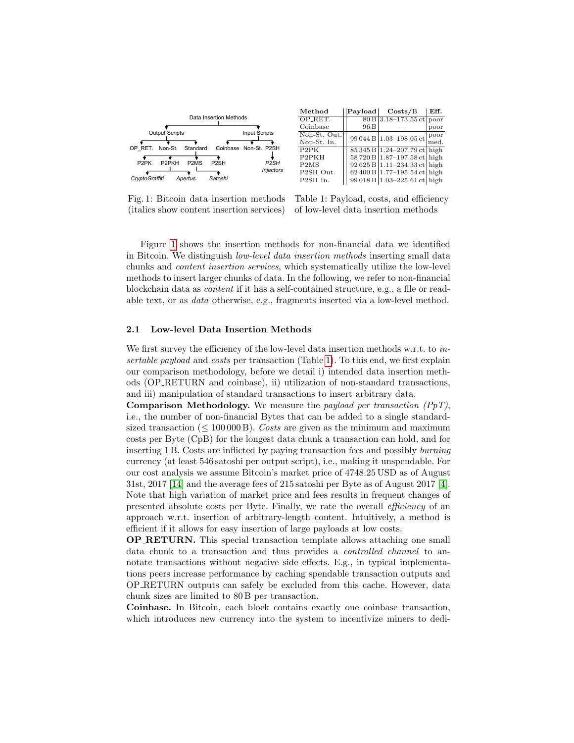| Method | Payload | Costs/B | Eff. |
|---|---|---|---|
| OP_RET. | 80 B | 3.18–173.55 ct | poor |
| Coinbase | 96 B | — | poor |
| Non-St. Out. | 99 044 B | 1.03–198.05 ct | poor |
| Non-St. In. | | | med. |
| P2PK | 85 345 B | 1.24–207.79 ct | high |
| P2PKH | 58 720 B | 1.87–197.58 ct | high |
| P2MS | 92 625 B | 1.11–234.33 ct | high |
| P2SH Out. | 62 400 B | 1.77–195.54 ct | high |
| P2SH In. | 99 018 B | 1.03–225.61 ct | high |

Fig. 1: Bitcoin data insertion methods (italics show content insertion services)

Table 1: Payload, costs, and efficiency of low-level data insertion methods

Figure 1 shows the insertion methods for non-financial data we identified in Bitcoin. We distinguish *low-level data insertion methods* inserting small data chunks and *content insertion services*, which systematically utilize the low-level methods to insert larger chunks of data. In the following, we refer to non-financial blockchain data as *content* if it has a self-contained structure, e.g., a file or readable text, or as *data* otherwise, e.g., fragments inserted via a low-level method.

### 2.1 Low-level Data Insertion Methods

We first survey the efficiency of the low-level data insertion methods w.r.t. to *insertable payload* and *costs* per transaction (Table 1). To this end, we first explain our comparison methodology, before we detail i) intended data insertion methods (OP_RETURN and coinbase), ii) utilization of non-standard transactions, and iii) manipulation of standard transactions to insert arbitrary data.

**Comparison Methodology.** We measure the *payload per transaction (PpT)*, i.e., the number of non-financial Bytes that can be added to a single standard-sized transaction ($\leq$ 100 000 B). *Costs* are given as the minimum and maximum costs per Byte (CpB) for the longest data chunk a transaction can hold, and for inserting 1 B. Costs are inflicted by paying transaction fees and possibly *burning* currency (at least 546 satoshi per output script), i.e., making it unspendable. For our cost analysis we assume Bitcoin's market price of 4748.25 USD as of August 31st, 2017 [14] and the average fees of 215 satoshi per Byte as of August 2017 [4]. Note that high variation of market price and fees results in frequent changes of presented absolute costs per Byte. Finally, we rate the overall *efficiency* of an approach w.r.t. insertion of arbitrary-length content. Intuitively, a method is efficient if it allows for easy insertion of large payloads at low costs.

**OP_RETURN.** This special transaction template allows attaching one small data chunk to a transaction and thus provides a *controlled channel* to annotate transactions without negative side effects. E.g., in typical implementations peers increase performance by caching spendable transaction outputs and OP_RETURN outputs can safely be excluded from this cache. However, data chunk sizes are limited to 80 B per transaction.

**Coinbase.** In Bitcoin, each block contains exactly one coinbase transaction, which introduces new currency into the system to incentivize miners to dedi-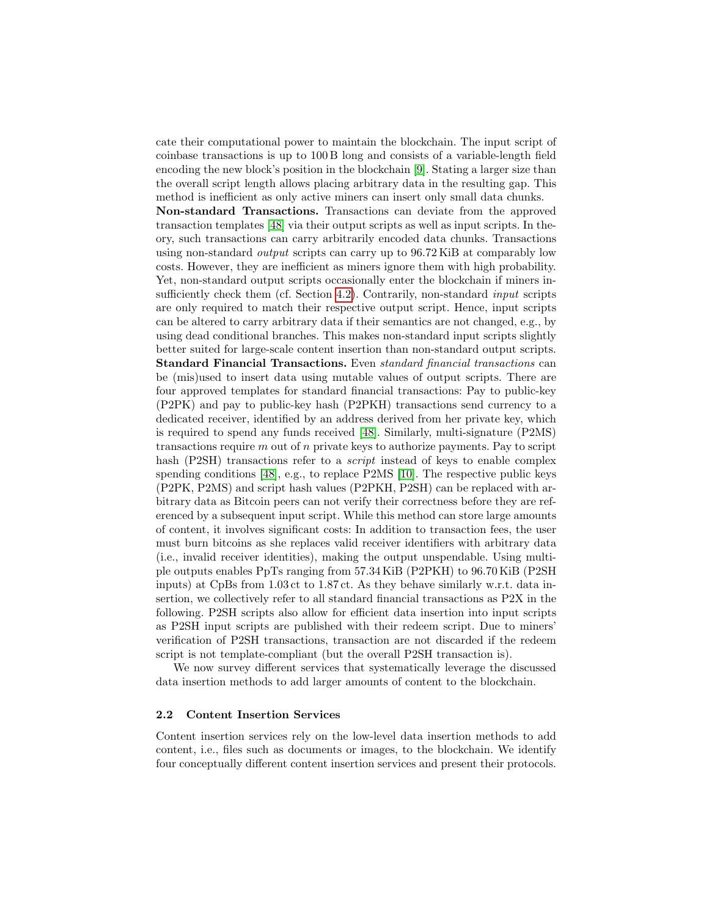cate their computational power to maintain the blockchain. The input script of coinbase transactions is up to 100 B long and consists of a variable-length field encoding the new block's position in the blockchain [9]. Stating a larger size than the overall script length allows placing arbitrary data in the resulting gap. This method is inefficient as only active miners can insert only small data chunks.

**Non-standard Transactions.** Transactions can deviate from the approved transaction templates [48] via their output scripts as well as input scripts. In theory, such transactions can carry arbitrarily encoded data chunks. Transactions using non-standard *output* scripts can carry up to 96.72 KiB at comparably low costs. However, they are inefficient as miners ignore them with high probability. Yet, non-standard output scripts occasionally enter the blockchain if miners insufficiently check them (cf. Section 4.2). Contrarily, non-standard *input* scripts are only required to match their respective output script. Hence, input scripts can be altered to carry arbitrary data if their semantics are not changed, e.g., by using dead conditional branches. This makes non-standard input scripts slightly better suited for large-scale content insertion than non-standard output scripts.

**Standard Financial Transactions.** Even *standard financial transactions* can be (mis)used to insert data using mutable values of output scripts. There are four approved templates for standard financial transactions: Pay to public-key (P2PK) and pay to public-key hash (P2PKH) transactions send currency to a dedicated receiver, identified by an address derived from her private key, which is required to spend any funds received [48]. Similarly, multi-signature (P2MS) transactions require $m$ out of $n$ private keys to authorize payments. Pay to script hash (P2SH) transactions refer to a *script* instead of keys to enable complex spending conditions [48], e.g., to replace P2MS [10]. The respective public keys (P2PK, P2MS) and script hash values (P2PKH, P2SH) can be replaced with arbitrary data as Bitcoin peers can not verify their correctness before they are referenced by a subsequent input script. While this method can store large amounts of content, it involves significant costs: In addition to transaction fees, the user must burn bitcoins as she replaces valid receiver identifiers with arbitrary data (i.e., invalid receiver identities), making the output unspendable. Using multiple outputs enables PpTs ranging from 57.34 KiB (P2PKH) to 96.70 KiB (P2SH inputs) at CpBs from 1.03 ct to 1.87 ct. As they behave similarly w.r.t. data insertion, we collectively refer to all standard financial transactions as P2X in the following. P2SH scripts also allow for efficient data insertion into input scripts as P2SH input scripts are published with their redeem script. Due to miners' verification of P2SH transactions, transaction are not discarded if the redeem script is not template-compliant (but the overall P2SH transaction is).

We now survey different services that systematically leverage the discussed data insertion methods to add larger amounts of content to the blockchain.

### 2.2 Content Insertion Services

Content insertion services rely on the low-level data insertion methods to add content, i.e., files such as documents or images, to the blockchain. We identify four conceptually different content insertion services and present their protocols.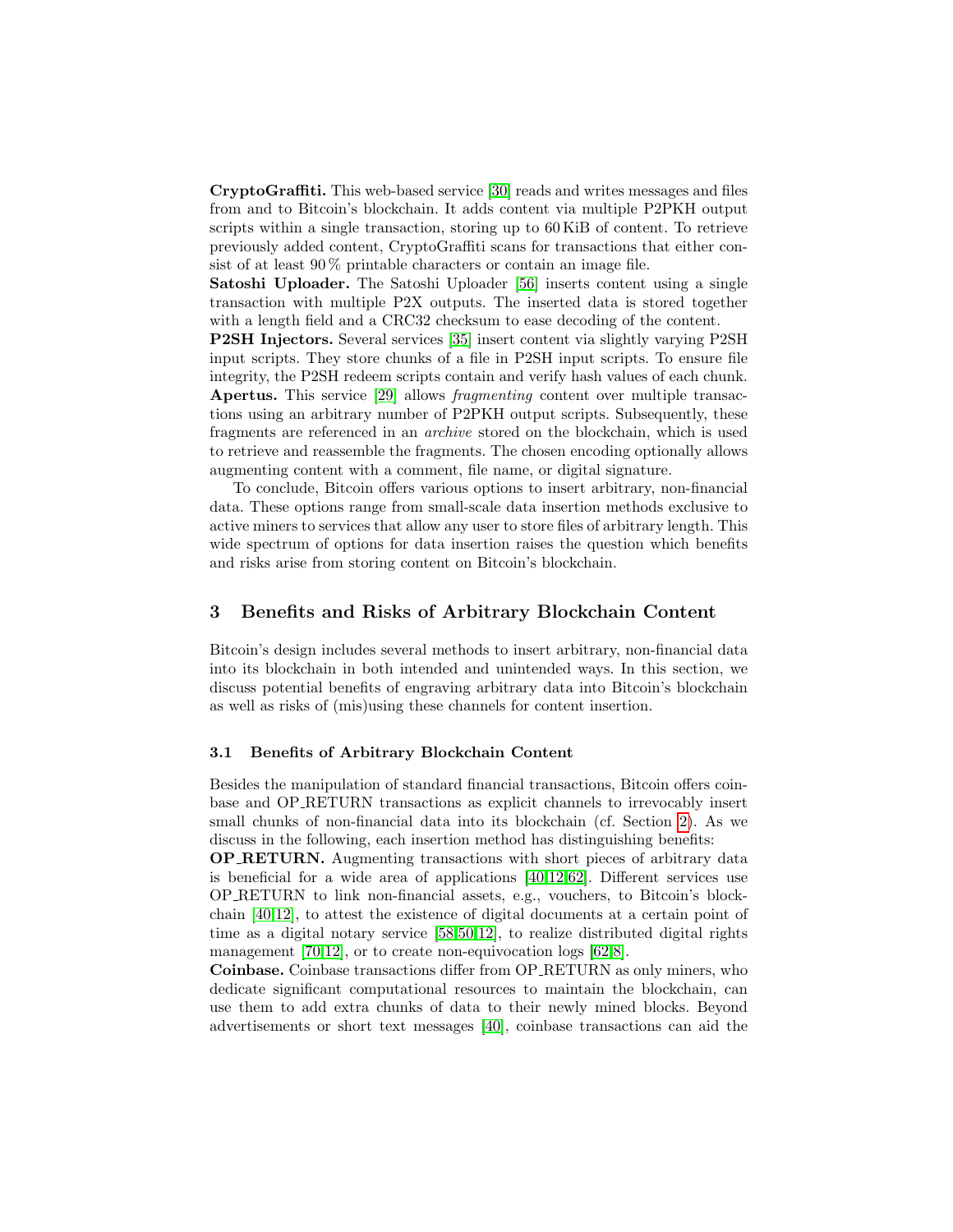**CryptoGraffiti.** This web-based service [30] reads and writes messages and files from and to Bitcoin's blockchain. It adds content via multiple P2PKH output scripts within a single transaction, storing up to 60 KiB of content. To retrieve previously added content, CryptoGraffiti scans for transactions that either consist of at least 90 % printable characters or contain an image file.

**Satoshi Uploader.** The Satoshi Uploader [56] inserts content using a single transaction with multiple P2X outputs. The inserted data is stored together with a length field and a CRC32 checksum to ease decoding of the content.

**P2SH Injectors.** Several services [35] insert content via slightly varying P2SH input scripts. They store chunks of a file in P2SH input scripts. To ensure file integrity, the P2SH redeem scripts contain and verify hash values of each chunk.

**Apertus.** This service [29] allows *fragmenting* content over multiple transactions using an arbitrary number of P2PKH output scripts. Subsequently, these fragments are referenced in an *archive* stored on the blockchain, which is used to retrieve and reassemble the fragments. The chosen encoding optionally allows augmenting content with a comment, file name, or digital signature.

To conclude, Bitcoin offers various options to insert arbitrary, non-financial data. These options range from small-scale data insertion methods exclusive to active miners to services that allow any user to store files of arbitrary length. This wide spectrum of options for data insertion raises the question which benefits and risks arise from storing content on Bitcoin's blockchain.

## 3 Benefits and Risks of Arbitrary Blockchain Content

Bitcoin's design includes several methods to insert arbitrary, non-financial data into its blockchain in both intended and unintended ways. In this section, we discuss potential benefits of engraving arbitrary data into Bitcoin's blockchain as well as risks of (mis)using these channels for content insertion.

### 3.1 Benefits of Arbitrary Blockchain Content

Besides the manipulation of standard financial transactions, Bitcoin offers coinbase and OP_RETURN transactions as explicit channels to irrevocably insert small chunks of non-financial data into its blockchain (cf. Section 2). As we discuss in the following, each insertion method has distinguishing benefits:

**OP_RETURN.** Augmenting transactions with short pieces of arbitrary data is beneficial for a wide area of applications [40,12,62]. Different services use OP_RETURN to link non-financial assets, e.g., vouchers, to Bitcoin's blockchain [40,12], to attest the existence of digital documents at a certain point of time as a digital notary service [58,50,12], to realize distributed digital rights management [70,12], or to create non-equivocation logs [62,8].

**Coinbase.** Coinbase transactions differ from OP_RETURN as only miners, who dedicate significant computational resources to maintain the blockchain, can use them to add extra chunks of data to their newly mined blocks. Beyond advertisements or short text messages [40], coinbase transactions can aid the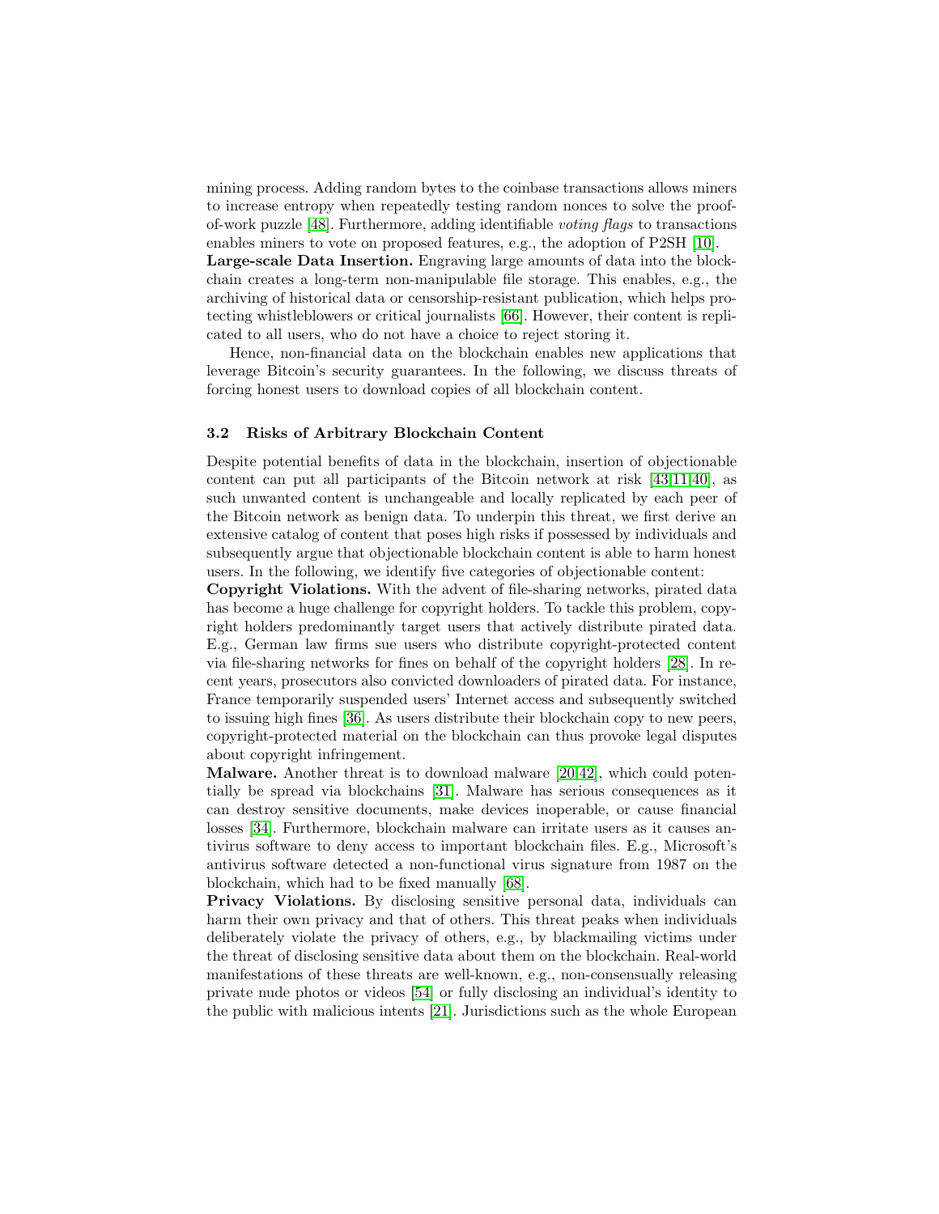mining process. Adding random bytes to the coinbase transactions allows miners to increase entropy when repeatedly testing random nonces to solve the proof-of-work puzzle [48]. Furthermore, adding identifiable *voting flags* to transactions enables miners to vote on proposed features, e.g., the adoption of P2SH [10].

**Large-scale Data Insertion.** Engraving large amounts of data into the blockchain creates a long-term non-manipulable file storage. This enables, e.g., the archiving of historical data or censorship-resistant publication, which helps protecting whistleblowers or critical journalists [66]. However, their content is replicated to all users, who do not have a choice to reject storing it.

Hence, non-financial data on the blockchain enables new applications that leverage Bitcoin's security guarantees. In the following, we discuss threats of forcing honest users to download copies of all blockchain content.

### 3.2 Risks of Arbitrary Blockchain Content

Despite potential benefits of data in the blockchain, insertion of objectionable content can put all participants of the Bitcoin network at risk [43,11,40], as such unwanted content is unchangeable and locally replicated by each peer of the Bitcoin network as benign data. To underpin this threat, we first derive an extensive catalog of content that poses high risks if possessed by individuals and subsequently argue that objectionable blockchain content is able to harm honest users. In the following, we identify five categories of objectionable content:

**Copyright Violations.** With the advent of file-sharing networks, pirated data has become a huge challenge for copyright holders. To tackle this problem, copyright holders predominantly target users that actively distribute pirated data. E.g., German law firms sue users who distribute copyright-protected content via file-sharing networks for fines on behalf of the copyright holders [28]. In recent years, prosecutors also convicted downloaders of pirated data. For instance, France temporarily suspended users' Internet access and subsequently switched to issuing high fines [36]. As users distribute their blockchain copy to new peers, copyright-protected material on the blockchain can thus provoke legal disputes about copyright infringement.

**Malware.** Another threat is to download malware [20,42], which could potentially be spread via blockchains [31]. Malware has serious consequences as it can destroy sensitive documents, make devices inoperable, or cause financial losses [34]. Furthermore, blockchain malware can irritate users as it causes antivirus software to deny access to important blockchain files. E.g., Microsoft's antivirus software detected a non-functional virus signature from 1987 on the blockchain, which had to be fixed manually [68].

**Privacy Violations.** By disclosing sensitive personal data, individuals can harm their own privacy and that of others. This threat peaks when individuals deliberately violate the privacy of others, e.g., by blackmailing victims under the threat of disclosing sensitive data about them on the blockchain. Real-world manifestations of these threats are well-known, e.g., non-consensually releasing private nude photos or videos [54] or fully disclosing an individual's identity to the public with malicious intents [21]. Jurisdictions such as the whole European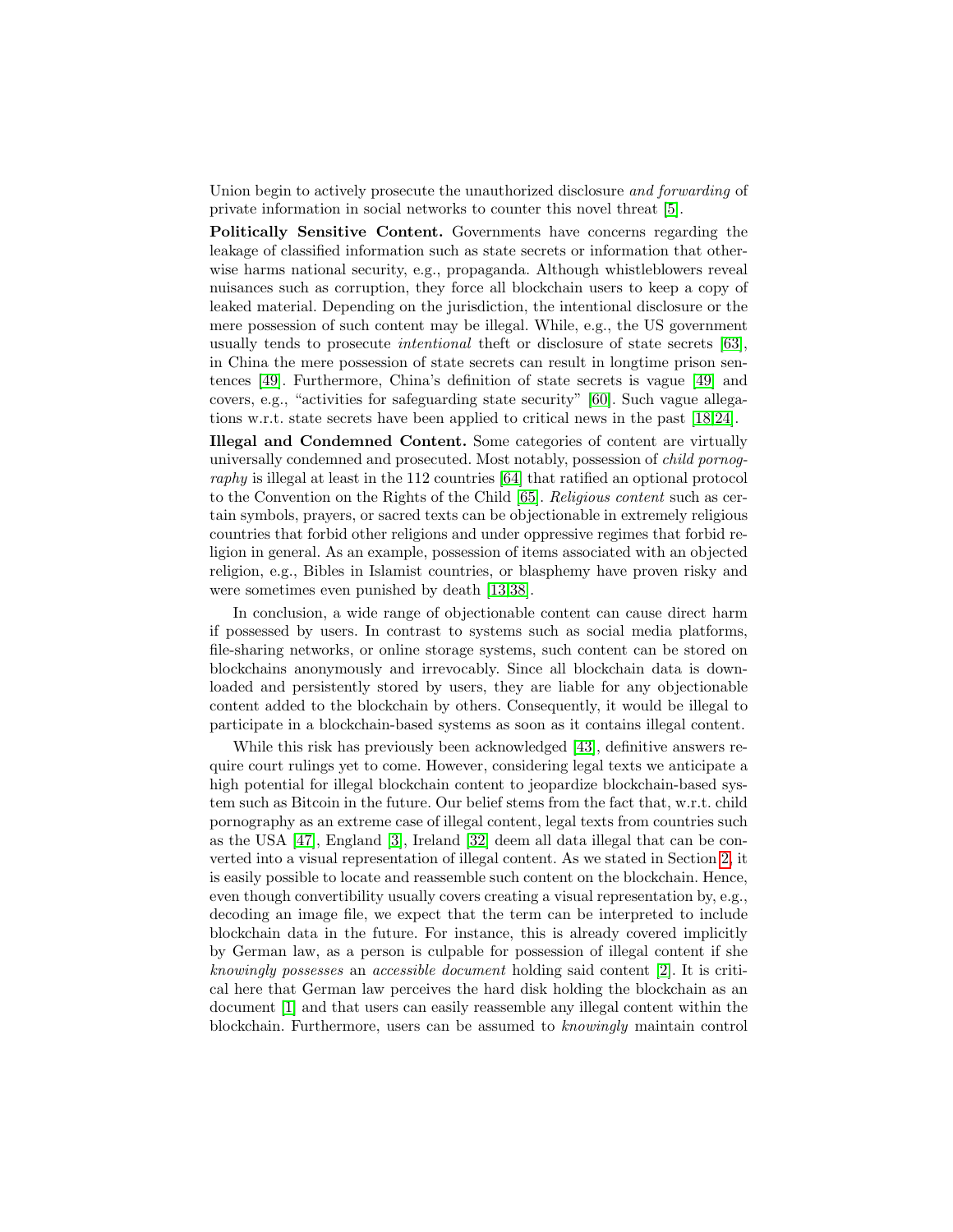Union begin to actively prosecute the unauthorized disclosure *and forwarding* of private information in social networks to counter this novel threat [5].

**Politically Sensitive Content.** Governments have concerns regarding the leakage of classified information such as state secrets or information that otherwise harms national security, e.g., propaganda. Although whistleblowers reveal nuisances such as corruption, they force all blockchain users to keep a copy of leaked material. Depending on the jurisdiction, the intentional disclosure or the mere possession of such content may be illegal. While, e.g., the US government usually tends to prosecute *intentional* theft or disclosure of state secrets [63], in China the mere possession of state secrets can result in longtime prison sentences [49]. Furthermore, China's definition of state secrets is vague [49] and covers, e.g., "activities for safeguarding state security" [60]. Such vague allegations w.r.t. state secrets have been applied to critical news in the past [18,24].

**Illegal and Condemned Content.** Some categories of content are virtually universally condemned and prosecuted. Most notably, possession of *child pornography* is illegal at least in the 112 countries [64] that ratified an optional protocol to the Convention on the Rights of the Child [65]. *Religious content* such as certain symbols, prayers, or sacred texts can be objectionable in extremely religious countries that forbid other religions and under oppressive regimes that forbid religion in general. As an example, possession of items associated with an objected religion, e.g., Bibles in Islamist countries, or blasphemy have proven risky and were sometimes even punished by death [13,38].

In conclusion, a wide range of objectionable content can cause direct harm if possessed by users. In contrast to systems such as social media platforms, file-sharing networks, or online storage systems, such content can be stored on blockchains anonymously and irrevocably. Since all blockchain data is downloaded and persistently stored by users, they are liable for any objectionable content added to the blockchain by others. Consequently, it would be illegal to participate in a blockchain-based systems as soon as it contains illegal content.

While this risk has previously been acknowledged [43], definitive answers require court rulings yet to come. However, considering legal texts we anticipate a high potential for illegal blockchain content to jeopardize blockchain-based system such as Bitcoin in the future. Our belief stems from the fact that, w.r.t. child pornography as an extreme case of illegal content, legal texts from countries such as the USA [47], England [3], Ireland [32] deem all data illegal that can be converted into a visual representation of illegal content. As we stated in Section 2, it is easily possible to locate and reassemble such content on the blockchain. Hence, even though convertibility usually covers creating a visual representation by, e.g., decoding an image file, we expect that the term can be interpreted to include blockchain data in the future. For instance, this is already covered implicitly by German law, as a person is culpable for possession of illegal content if she *knowingly possesses* an *accessible document* holding said content [2]. It is critical here that German law perceives the hard disk holding the blockchain as an document [1] and that users can easily reassemble any illegal content within the blockchain. Furthermore, users can be assumed to *knowingly* maintain control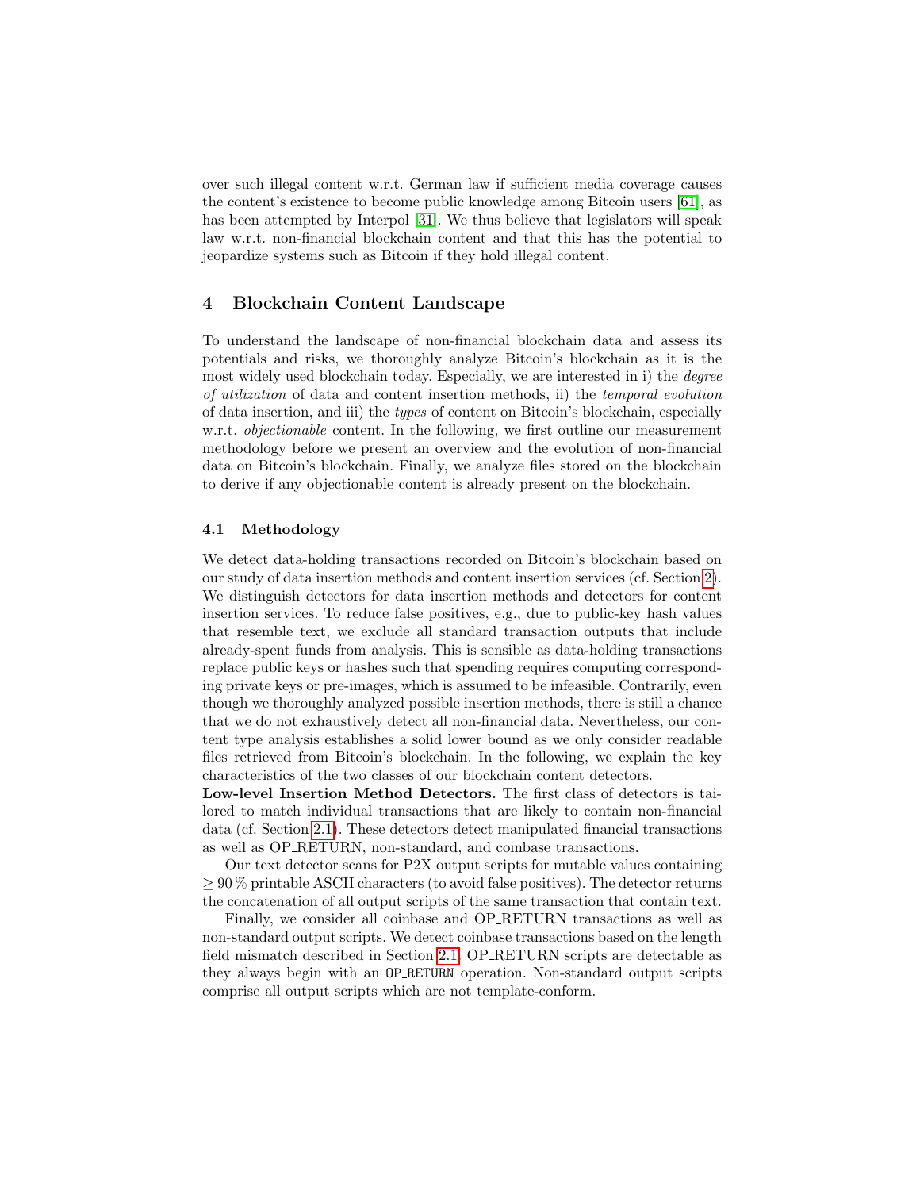over such illegal content w.r.t. German law if sufficient media coverage causes the content's existence to become public knowledge among Bitcoin users [61], as has been attempted by Interpol [31]. We thus believe that legislators will speak law w.r.t. non-financial blockchain content and that this has the potential to jeopardize systems such as Bitcoin if they hold illegal content.

## 4 Blockchain Content Landscape

To understand the landscape of non-financial blockchain data and assess its potentials and risks, we thoroughly analyze Bitcoin's blockchain as it is the most widely used blockchain today. Especially, we are interested in i) the *degree of utilization* of data and content insertion methods, ii) the *temporal evolution* of data insertion, and iii) the *types* of content on Bitcoin's blockchain, especially w.r.t. *objectionable* content. In the following, we first outline our measurement methodology before we present an overview and the evolution of non-financial data on Bitcoin's blockchain. Finally, we analyze files stored on the blockchain to derive if any objectionable content is already present on the blockchain.

### 4.1 Methodology

We detect data-holding transactions recorded on Bitcoin's blockchain based on our study of data insertion methods and content insertion services (cf. Section 2). We distinguish detectors for data insertion methods and detectors for content insertion services. To reduce false positives, e.g., due to public-key hash values that resemble text, we exclude all standard transaction outputs that include already-spent funds from analysis. This is sensible as data-holding transactions replace public keys or hashes such that spending requires computing corresponding private keys or pre-images, which is assumed to be infeasible. Contrarily, even though we thoroughly analyzed possible insertion methods, there is still a chance that we do not exhaustively detect all non-financial data. Nevertheless, our content type analysis establishes a solid lower bound as we only consider readable files retrieved from Bitcoin's blockchain. In the following, we explain the key characteristics of the two classes of our blockchain content detectors.

**Low-level Insertion Method Detectors.** The first class of detectors is tailored to match individual transactions that are likely to contain non-financial data (cf. Section 2.1). These detectors detect manipulated financial transactions as well as OP_RETURN, non-standard, and coinbase transactions.

Our text detector scans for P2X output scripts for mutable values containing $\geq 90\,\%$ printable ASCII characters (to avoid false positives). The detector returns the concatenation of all output scripts of the same transaction that contain text.

Finally, we consider all coinbase and OP_RETURN transactions as well as non-standard output scripts. We detect coinbase transactions based on the length field mismatch described in Section 2.1. OP_RETURN scripts are detectable as they always begin with an `OP_RETURN` operation. Non-standard output scripts comprise all output scripts which are not template-conform.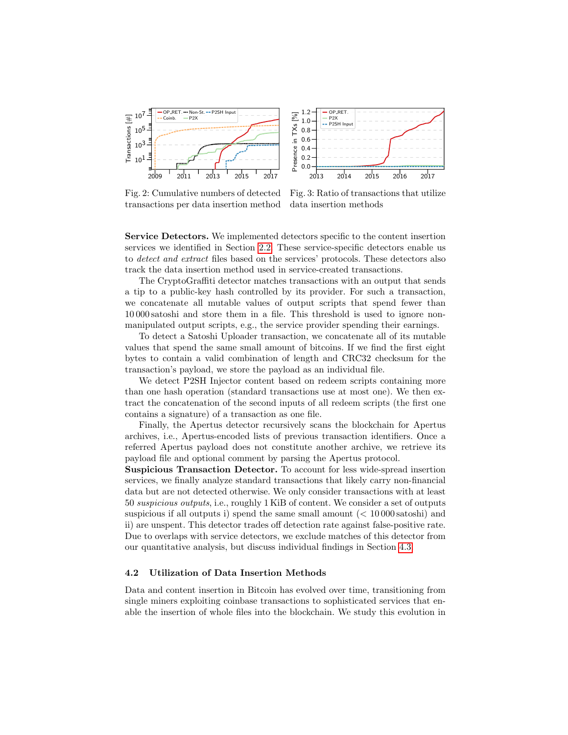Fig. 2: Cumulative numbers of detected transactions per data insertion method

Fig. 3: Ratio of transactions that utilize data insertion methods

**Service Detectors.** We implemented detectors specific to the content insertion services we identified in Section 2.2. These service-specific detectors enable us to *detect and extract* files based on the services' protocols. These detectors also track the data insertion method used in service-created transactions.

The CryptoGraffiti detector matches transactions with an output that sends a tip to a public-key hash controlled by its provider. For such a transaction, we concatenate all mutable values of output scripts that spend fewer than 10 000 satoshi and store them in a file. This threshold is used to ignore non-manipulated output scripts, e.g., the service provider spending their earnings.

To detect a Satoshi Uploader transaction, we concatenate all of its mutable values that spend the same small amount of bitcoins. If we find the first eight bytes to contain a valid combination of length and CRC32 checksum for the transaction's payload, we store the payload as an individual file.

We detect P2SH Injector content based on redeem scripts containing more than one hash operation (standard transactions use at most one). We then extract the concatenation of the second inputs of all redeem scripts (the first one contains a signature) of a transaction as one file.

Finally, the Apertus detector recursively scans the blockchain for Apertus archives, i.e., Apertus-encoded lists of previous transaction identifiers. Once a referred Apertus payload does not constitute another archive, we retrieve its payload file and optional comment by parsing the Apertus protocol.

**Suspicious Transaction Detector.** To account for less wide-spread insertion services, we finally analyze standard transactions that likely carry non-financial data but are not detected otherwise. We only consider transactions with at least 50 *suspicious outputs*, i.e., roughly 1 KiB of content. We consider a set of outputs suspicious if all outputs i) spend the same small amount (< 10 000 satoshi) and ii) are unspent. This detector trades off detection rate against false-positive rate. Due to overlaps with service detectors, we exclude matches of this detector from our quantitative analysis, but discuss individual findings in Section 4.3.

### 4.2 Utilization of Data Insertion Methods

Data and content insertion in Bitcoin has evolved over time, transitioning from single miners exploiting coinbase transactions to sophisticated services that enable the insertion of whole files into the blockchain. We study this evolution in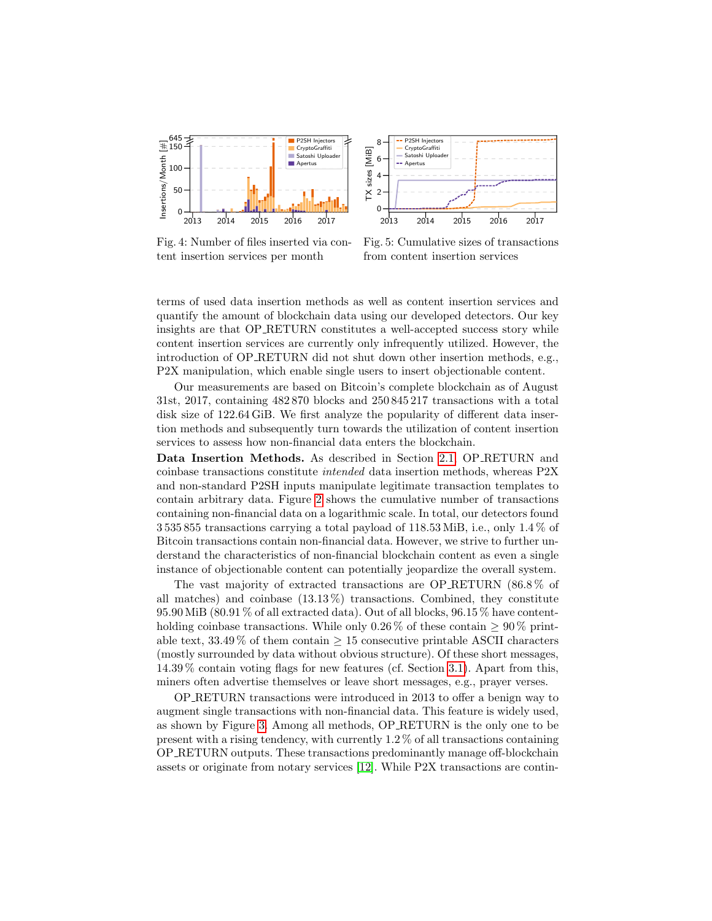Fig. 4: Number of files inserted via content insertion services per month

Fig. 5: Cumulative sizes of transactions from content insertion services

terms of used data insertion methods as well as content insertion services and quantify the amount of blockchain data using our developed detectors. Our key insights are that OP_RETURN constitutes a well-accepted success story while content insertion services are currently only infrequently utilized. However, the introduction of OP_RETURN did not shut down other insertion methods, e.g., P2X manipulation, which enable single users to insert objectionable content.

Our measurements are based on Bitcoin's complete blockchain as of August 31st, 2017, containing 482 870 blocks and 250 845 217 transactions with a total disk size of 122.64 GiB. We first analyze the popularity of different data insertion methods and subsequently turn towards the utilization of content insertion services to assess how non-financial data enters the blockchain.

**Data Insertion Methods.** As described in Section 2.1, OP_RETURN and coinbase transactions constitute *intended* data insertion methods, whereas P2X and non-standard P2SH inputs manipulate legitimate transaction templates to contain arbitrary data. Figure 2 shows the cumulative number of transactions containing non-financial data on a logarithmic scale. In total, our detectors found 3 535 855 transactions carrying a total payload of 118.53 MiB, i.e., only 1.4 % of Bitcoin transactions contain non-financial data. However, we strive to further understand the characteristics of non-financial blockchain content as even a single instance of objectionable content can potentially jeopardize the overall system.

The vast majority of extracted transactions are OP_RETURN (86.8 % of all matches) and coinbase (13.13 %) transactions. Combined, they constitute 95.90 MiB (80.91 % of all extracted data). Out of all blocks, 96.15 % have content-holding coinbase transactions. While only 0.26 % of these contain $\geq$ 90 % printable text, 33.49 % of them contain $\geq$ 15 consecutive printable ASCII characters (mostly surrounded by data without obvious structure). Of these short messages, 14.39 % contain voting flags for new features (cf. Section 3.1). Apart from this, miners often advertise themselves or leave short messages, e.g., prayer verses.

OP_RETURN transactions were introduced in 2013 to offer a benign way to augment single transactions with non-financial data. This feature is widely used, as shown by Figure 3. Among all methods, OP_RETURN is the only one to be present with a rising tendency, with currently 1.2 % of all transactions containing OP_RETURN outputs. These transactions predominantly manage off-blockchain assets or originate from notary services [12]. While P2X transactions are contin-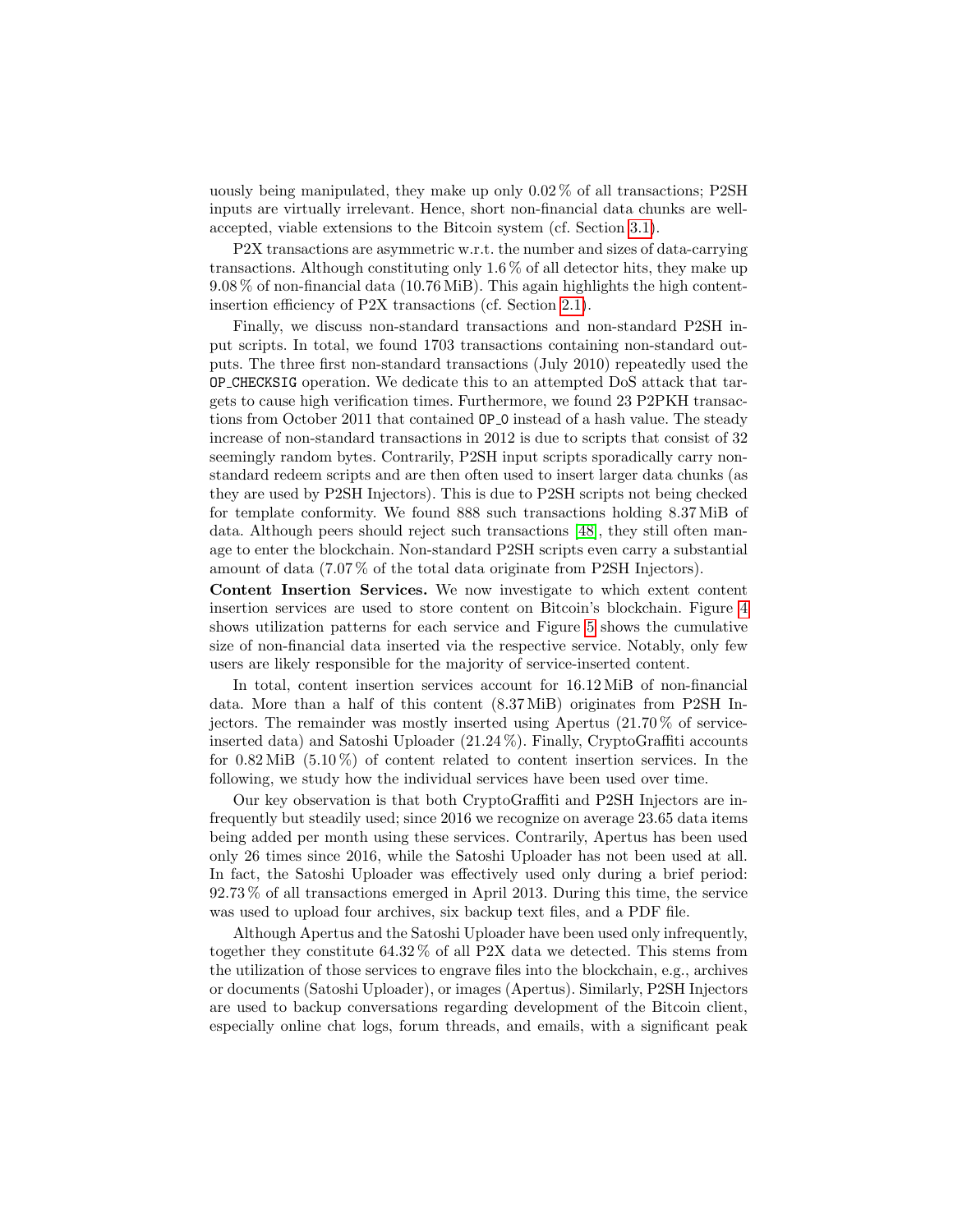uously being manipulated, they make up only 0.02 % of all transactions; P2SH inputs are virtually irrelevant. Hence, short non-financial data chunks are well-accepted, viable extensions to the Bitcoin system (cf. Section 3.1).

P2X transactions are asymmetric w.r.t. the number and sizes of data-carrying transactions. Although constituting only 1.6 % of all detector hits, they make up 9.08 % of non-financial data (10.76 MiB). This again highlights the high content-insertion efficiency of P2X transactions (cf. Section 2.1).

Finally, we discuss non-standard transactions and non-standard P2SH input scripts. In total, we found 1703 transactions containing non-standard outputs. The three first non-standard transactions (July 2010) repeatedly used the `OP_CHECKSIG` operation. We dedicate this to an attempted DoS attack that targets to cause high verification times. Furthermore, we found 23 P2PKH transactions from October 2011 that contained `OP_0` instead of a hash value. The steady increase of non-standard transactions in 2012 is due to scripts that consist of 32 seemingly random bytes. Contrarily, P2SH input scripts sporadically carry non-standard redeem scripts and are then often used to insert larger data chunks (as they are used by P2SH Injectors). This is due to P2SH scripts not being checked for template conformity. We found 888 such transactions holding 8.37 MiB of data. Although peers should reject such transactions [48], they still often manage to enter the blockchain. Non-standard P2SH scripts even carry a substantial amount of data (7.07 % of the total data originate from P2SH Injectors).

**Content Insertion Services.** We now investigate to which extent content insertion services are used to store content on Bitcoin's blockchain. Figure 4 shows utilization patterns for each service and Figure 5 shows the cumulative size of non-financial data inserted via the respective service. Notably, only few users are likely responsible for the majority of service-inserted content.

In total, content insertion services account for 16.12 MiB of non-financial data. More than a half of this content (8.37 MiB) originates from P2SH Injectors. The remainder was mostly inserted using Apertus (21.70 % of service-inserted data) and Satoshi Uploader (21.24 %). Finally, CryptoGraffiti accounts for 0.82 MiB (5.10 %) of content related to content insertion services. In the following, we study how the individual services have been used over time.

Our key observation is that both CryptoGraffiti and P2SH Injectors are infrequently but steadily used; since 2016 we recognize on average 23.65 data items being added per month using these services. Contrarily, Apertus has been used only 26 times since 2016, while the Satoshi Uploader has not been used at all. In fact, the Satoshi Uploader was effectively used only during a brief period: 92.73 % of all transactions emerged in April 2013. During this time, the service was used to upload four archives, six backup text files, and a PDF file.

Although Apertus and the Satoshi Uploader have been used only infrequently, together they constitute 64.32 % of all P2X data we detected. This stems from the utilization of those services to engrave files into the blockchain, e.g., archives or documents (Satoshi Uploader), or images (Apertus). Similarly, P2SH Injectors are used to backup conversations regarding development of the Bitcoin client, especially online chat logs, forum threads, and emails, with a significant peak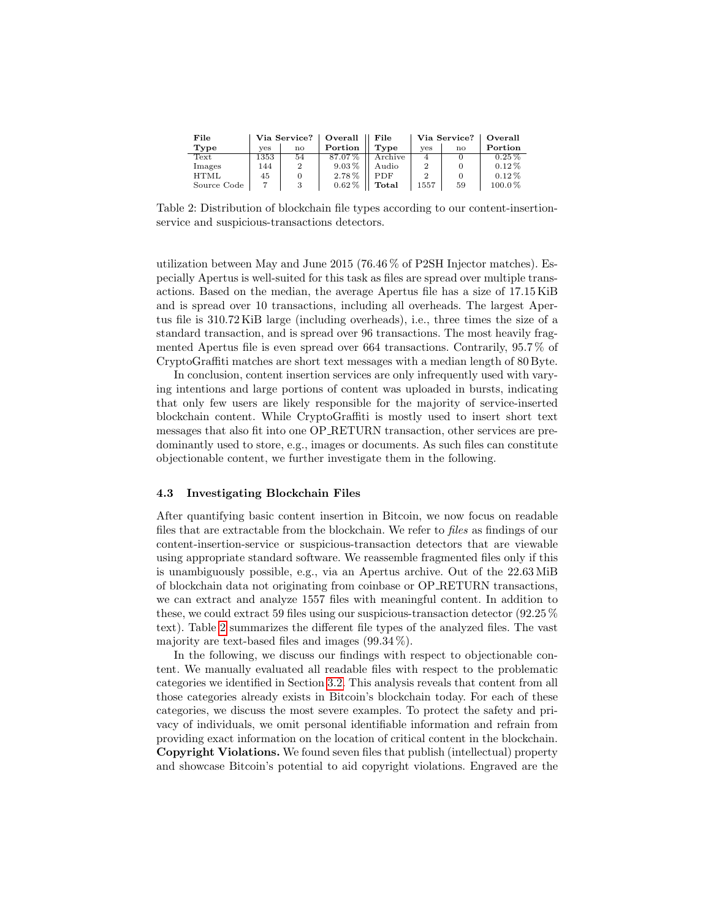| File Type | Via Service? | | Overall Portion | File Type | Via Service? | | Overall Portion |
|---|---|---|---|---|---|---|---|
| | yes | no | | | yes | no | |
| Text | 1353 | 54 | 87.07 % | Archive | 4 | 0 | 0.25 % |
| Images | 144 | 2 | 9.03 % | Audio | 2 | 0 | 0.12 % |
| HTML | 45 | 0 | 2.78 % | PDF | 2 | 0 | 0.12 % |
| Source Code | 7 | 3 | 0.62 % | **Total** | 1557 | 59 | 100.0 % |

Table 2: Distribution of blockchain file types according to our content-insertion-service and suspicious-transactions detectors.

utilization between May and June 2015 (76.46 % of P2SH Injector matches). Especially Apertus is well-suited for this task as files are spread over multiple transactions. Based on the median, the average Apertus file has a size of 17.15 KiB and is spread over 10 transactions, including all overheads. The largest Apertus file is 310.72 KiB large (including overheads), i.e., three times the size of a standard transaction, and is spread over 96 transactions. The most heavily fragmented Apertus file is even spread over 664 transactions. Contrarily, 95.7 % of CryptoGraffiti matches are short text messages with a median length of 80 Byte.

In conclusion, content insertion services are only infrequently used with varying intentions and large portions of content was uploaded in bursts, indicating that only few users are likely responsible for the majority of service-inserted blockchain content. While CryptoGraffiti is mostly used to insert short text messages that also fit into one OP_RETURN transaction, other services are predominantly used to store, e.g., images or documents. As such files can constitute objectionable content, we further investigate them in the following.

### 4.3 Investigating Blockchain Files

After quantifying basic content insertion in Bitcoin, we now focus on readable files that are extractable from the blockchain. We refer to *files* as findings of our content-insertion-service or suspicious-transaction detectors that are viewable using appropriate standard software. We reassemble fragmented files only if this is unambiguously possible, e.g., via an Apertus archive. Out of the 22.63 MiB of blockchain data not originating from coinbase or OP_RETURN transactions, we can extract and analyze 1557 files with meaningful content. In addition to these, we could extract 59 files using our suspicious-transaction detector (92.25 % text). Table 2 summarizes the different file types of the analyzed files. The vast majority are text-based files and images (99.34 %).

In the following, we discuss our findings with respect to objectionable content. We manually evaluated all readable files with respect to the problematic categories we identified in Section 3.2. This analysis reveals that content from all those categories already exists in Bitcoin's blockchain today. For each of these categories, we discuss the most severe examples. To protect the safety and privacy of individuals, we omit personal identifiable information and refrain from providing exact information on the location of critical content in the blockchain.

**Copyright Violations.** We found seven files that publish (intellectual) property and showcase Bitcoin's potential to aid copyright violations. Engraved are the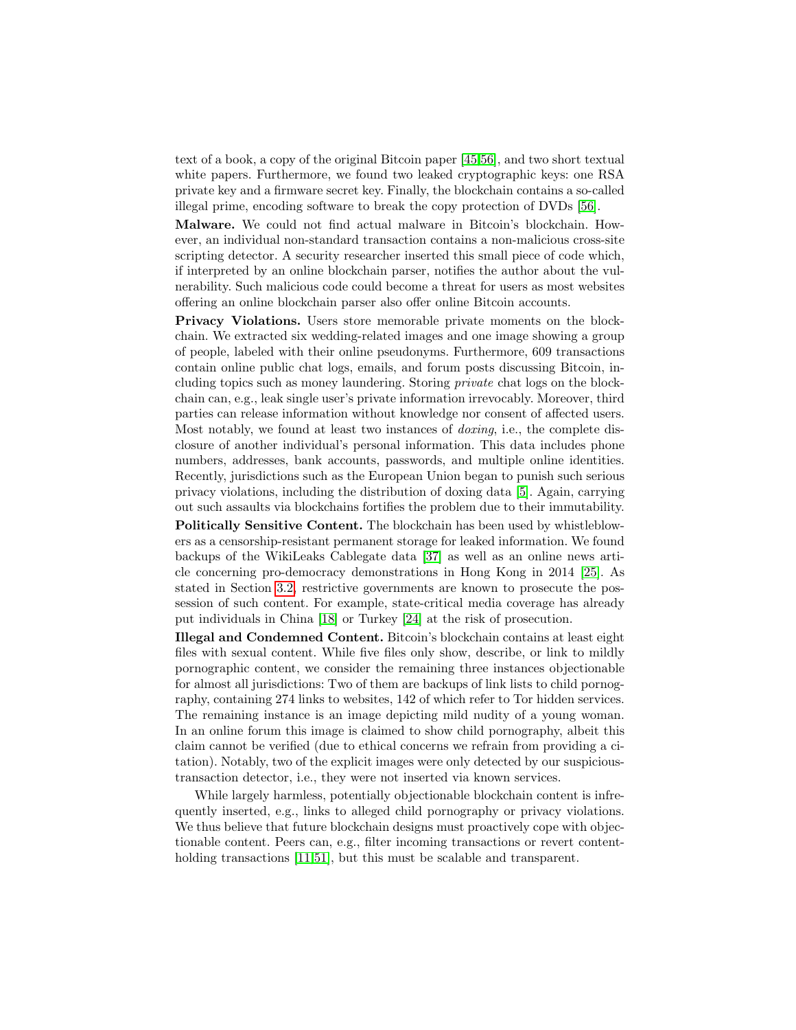text of a book, a copy of the original Bitcoin paper [45,56], and two short textual white papers. Furthermore, we found two leaked cryptographic keys: one RSA private key and a firmware secret key. Finally, the blockchain contains a so-called illegal prime, encoding software to break the copy protection of DVDs [56].

**Malware.** We could not find actual malware in Bitcoin's blockchain. However, an individual non-standard transaction contains a non-malicious cross-site scripting detector. A security researcher inserted this small piece of code which, if interpreted by an online blockchain parser, notifies the author about the vulnerability. Such malicious code could become a threat for users as most websites offering an online blockchain parser also offer online Bitcoin accounts.

**Privacy Violations.** Users store memorable private moments on the blockchain. We extracted six wedding-related images and one image showing a group of people, labeled with their online pseudonyms. Furthermore, 609 transactions contain online public chat logs, emails, and forum posts discussing Bitcoin, including topics such as money laundering. Storing *private* chat logs on the blockchain can, e.g., leak single user's private information irrevocably. Moreover, third parties can release information without knowledge nor consent of affected users. Most notably, we found at least two instances of *doxing*, i.e., the complete disclosure of another individual's personal information. This data includes phone numbers, addresses, bank accounts, passwords, and multiple online identities. Recently, jurisdictions such as the European Union began to punish such serious privacy violations, including the distribution of doxing data [5]. Again, carrying out such assaults via blockchains fortifies the problem due to their immutability.

**Politically Sensitive Content.** The blockchain has been used by whistleblowers as a censorship-resistant permanent storage for leaked information. We found backups of the WikiLeaks Cablegate data [37] as well as an online news article concerning pro-democracy demonstrations in Hong Kong in 2014 [25]. As stated in Section 3.2, restrictive governments are known to prosecute the possession of such content. For example, state-critical media coverage has already put individuals in China [18] or Turkey [24] at the risk of prosecution.

**Illegal and Condemned Content.** Bitcoin's blockchain contains at least eight files with sexual content. While five files only show, describe, or link to mildly pornographic content, we consider the remaining three instances objectionable for almost all jurisdictions: Two of them are backups of link lists to child pornography, containing 274 links to websites, 142 of which refer to Tor hidden services. The remaining instance is an image depicting mild nudity of a young woman. In an online forum this image is claimed to show child pornography, albeit this claim cannot be verified (due to ethical concerns we refrain from providing a citation). Notably, two of the explicit images were only detected by our suspicious-transaction detector, i.e., they were not inserted via known services.

While largely harmless, potentially objectionable blockchain content is infrequently inserted, e.g., links to alleged child pornography or privacy violations. We thus believe that future blockchain designs must proactively cope with objectionable content. Peers can, e.g., filter incoming transactions or revert content-holding transactions [11,51], but this must be scalable and transparent.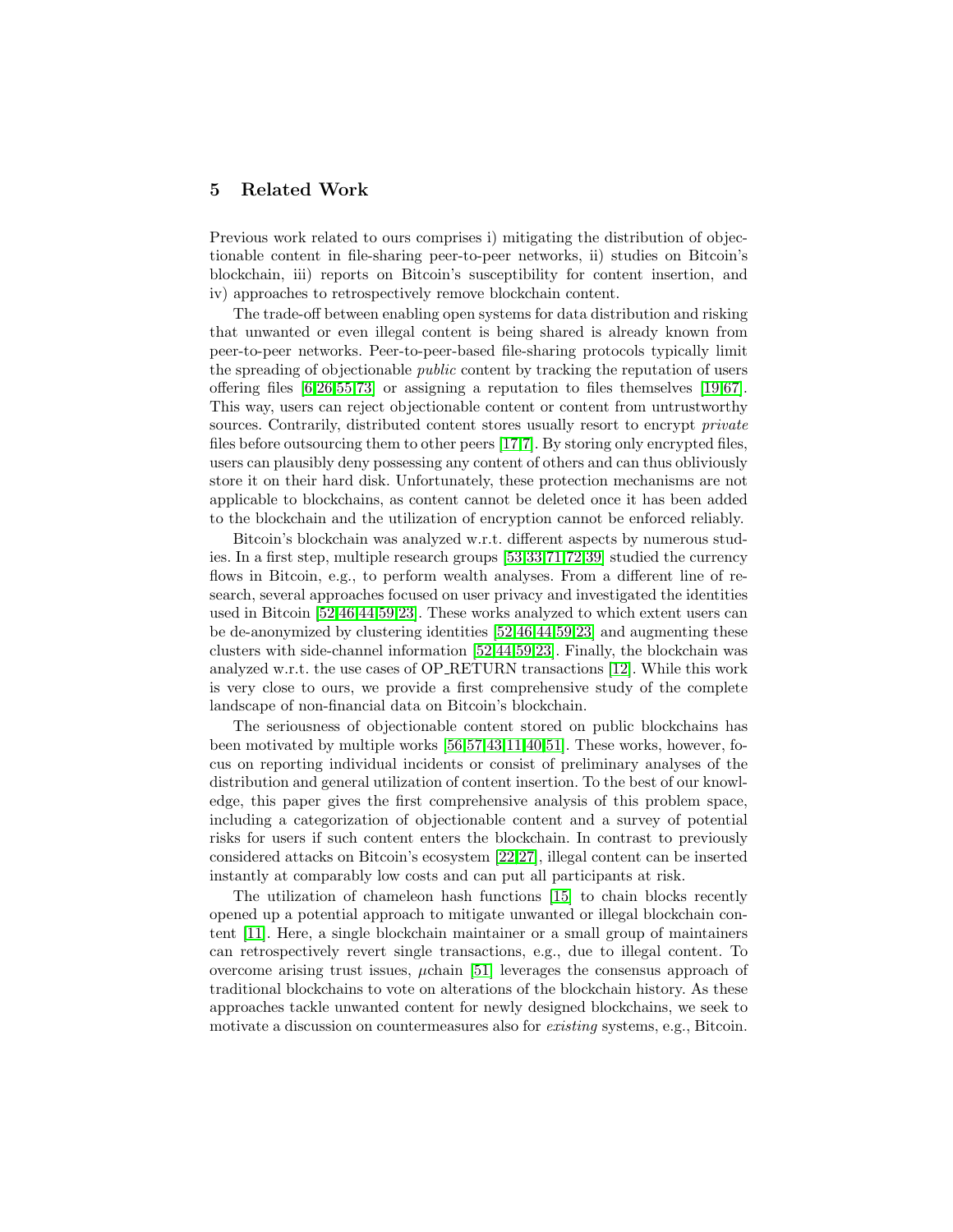## 5 Related Work

Previous work related to ours comprises i) mitigating the distribution of objectionable content in file-sharing peer-to-peer networks, ii) studies on Bitcoin's blockchain, iii) reports on Bitcoin's susceptibility for content insertion, and iv) approaches to retrospectively remove blockchain content.

The trade-off between enabling open systems for data distribution and risking that unwanted or even illegal content is being shared is already known from peer-to-peer networks. Peer-to-peer-based file-sharing protocols typically limit the spreading of objectionable *public* content by tracking the reputation of users offering files [6,26,55,73] or assigning a reputation to files themselves [19,67]. This way, users can reject objectionable content or content from untrustworthy sources. Contrarily, distributed content stores usually resort to encrypt *private* files before outsourcing them to other peers [17,7]. By storing only encrypted files, users can plausibly deny possessing any content of others and can thus obliviously store it on their hard disk. Unfortunately, these protection mechanisms are not applicable to blockchains, as content cannot be deleted once it has been added to the blockchain and the utilization of encryption cannot be enforced reliably.

Bitcoin's blockchain was analyzed w.r.t. different aspects by numerous studies. In a first step, multiple research groups [53,33,71,72,39] studied the currency flows in Bitcoin, e.g., to perform wealth analyses. From a different line of research, several approaches focused on user privacy and investigated the identities used in Bitcoin [52,46,44,59,23]. These works analyzed to which extent users can be de-anonymized by clustering identities [52,46,44,59,23] and augmenting these clusters with side-channel information [52,44,59,23]. Finally, the blockchain was analyzed w.r.t. the use cases of OP_RETURN transactions [12]. While this work is very close to ours, we provide a first comprehensive study of the complete landscape of non-financial data on Bitcoin's blockchain.

The seriousness of objectionable content stored on public blockchains has been motivated by multiple works [56,57,43,11,40,51]. These works, however, focus on reporting individual incidents or consist of preliminary analyses of the distribution and general utilization of content insertion. To the best of our knowledge, this paper gives the first comprehensive analysis of this problem space, including a categorization of objectionable content and a survey of potential risks for users if such content enters the blockchain. In contrast to previously considered attacks on Bitcoin's ecosystem [22,27], illegal content can be inserted instantly at comparably low costs and can put all participants at risk.

The utilization of chameleon hash functions [15] to chain blocks recently opened up a potential approach to mitigate unwanted or illegal blockchain content [11]. Here, a single blockchain maintainer or a small group of maintainers can retrospectively revert single transactions, e.g., due to illegal content. To overcome arising trust issues, $\mu$chain [51] leverages the consensus approach of traditional blockchains to vote on alterations of the blockchain history. As these approaches tackle unwanted content for newly designed blockchains, we seek to motivate a discussion on countermeasures also for *existing* systems, e.g., Bitcoin.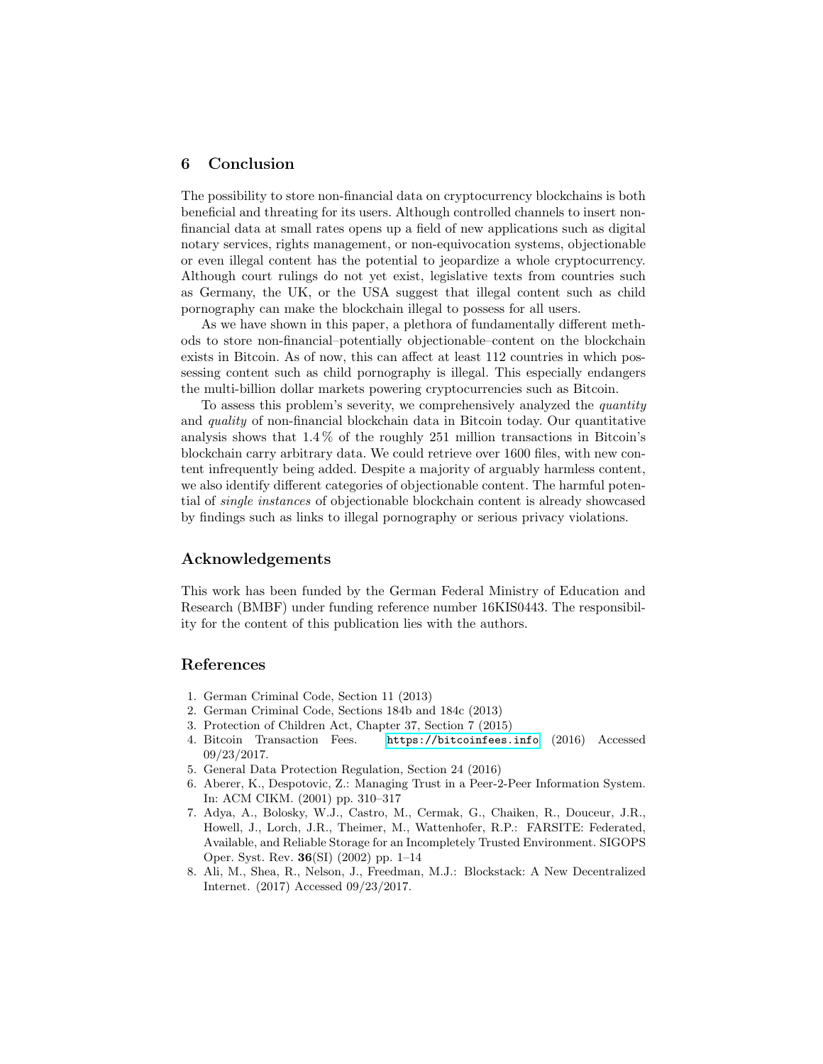## 6 Conclusion

The possibility to store non-financial data on cryptocurrency blockchains is both beneficial and threating for its users. Although controlled channels to insert non-financial data at small rates opens up a field of new applications such as digital notary services, rights management, or non-equivocation systems, objectionable or even illegal content has the potential to jeopardize a whole cryptocurrency. Although court rulings do not yet exist, legislative texts from countries such as Germany, the UK, or the USA suggest that illegal content such as child pornography can make the blockchain illegal to possess for all users.

As we have shown in this paper, a plethora of fundamentally different methods to store non-financial–potentially objectionable–content on the blockchain exists in Bitcoin. As of now, this can affect at least 112 countries in which possessing content such as child pornography is illegal. This especially endangers the multi-billion dollar markets powering cryptocurrencies such as Bitcoin.

To assess this problem's severity, we comprehensively analyzed the *quantity* and *quality* of non-financial blockchain data in Bitcoin today. Our quantitative analysis shows that 1.4 % of the roughly 251 million transactions in Bitcoin's blockchain carry arbitrary data. We could retrieve over 1600 files, with new content infrequently being added. Despite a majority of arguably harmless content, we also identify different categories of objectionable content. The harmful potential of *single instances* of objectionable blockchain content is already showcased by findings such as links to illegal pornography or serious privacy violations.

## Acknowledgements

This work has been funded by the German Federal Ministry of Education and Research (BMBF) under funding reference number 16KIS0443. The responsibility for the content of this publication lies with the authors.

## References

1. German Criminal Code, Section 11 (2013)
2. German Criminal Code, Sections 184b and 184c (2013)
3. Protection of Children Act, Chapter 37, Section 7 (2015)
4. Bitcoin Transaction Fees. https://bitcoinfees.info (2016) Accessed 09/23/2017.
5. General Data Protection Regulation, Section 24 (2016)
6. Aberer, K., Despotovic, Z.: Managing Trust in a Peer-2-Peer Information System. In: ACM CIKM. (2001) pp. 310–317
7. Adya, A., Bolosky, W.J., Castro, M., Cermak, G., Chaiken, R., Douceur, J.R., Howell, J., Lorch, J.R., Theimer, M., Wattenhofer, R.P.: FARSITE: Federated, Available, and Reliable Storage for an Incompletely Trusted Environment. SIGOPS Oper. Syst. Rev. **36**(SI) (2002) pp. 1–14
8. Ali, M., Shea, R., Nelson, J., Freedman, M.J.: Blockstack: A New Decentralized Internet. (2017) Accessed 09/23/2017.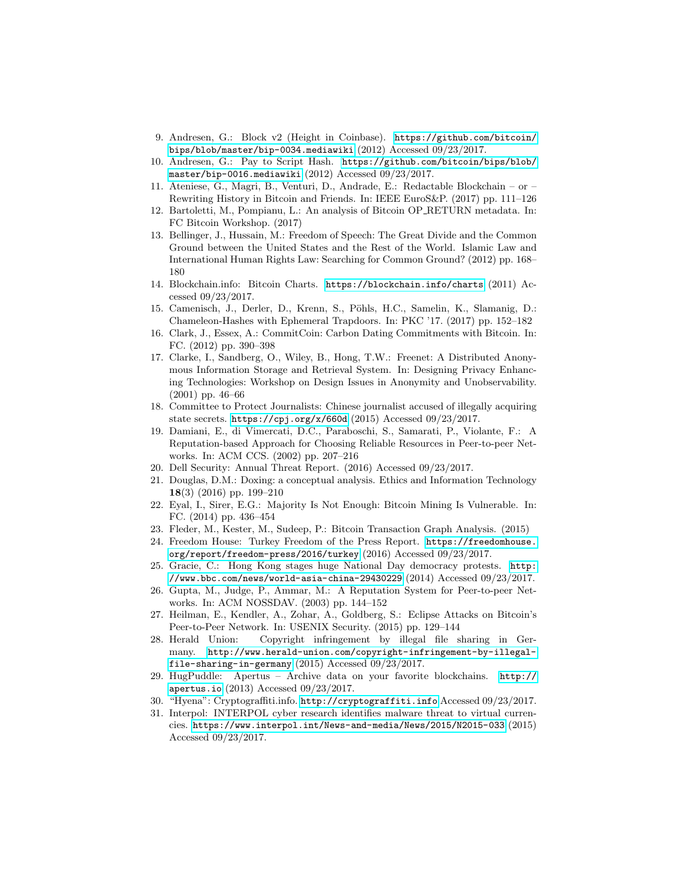9. Andresen, G.: Block v2 (Height in Coinbase). https://github.com/bitcoin/bips/blob/master/bip-0034.mediawiki (2012) Accessed 09/23/2017.
10. Andresen, G.: Pay to Script Hash. https://github.com/bitcoin/bips/blob/master/bip-0016.mediawiki (2012) Accessed 09/23/2017.
11. Ateniese, G., Magri, B., Venturi, D., Andrade, E.: Redactable Blockchain – or – Rewriting History in Bitcoin and Friends. In: IEEE EuroS&P. (2017) pp. 111–126
12. Bartoletti, M., Pompianu, L.: An analysis of Bitcoin OP_RETURN metadata. In: FC Bitcoin Workshop. (2017)
13. Bellinger, J., Hussain, M.: Freedom of Speech: The Great Divide and the Common Ground between the United States and the Rest of the World. Islamic Law and International Human Rights Law: Searching for Common Ground? (2012) pp. 168–180
14. Blockchain.info: Bitcoin Charts. https://blockchain.info/charts (2011) Accessed 09/23/2017.
15. Camenisch, J., Derler, D., Krenn, S., Pöhls, H.C., Samelin, K., Slamanig, D.: Chameleon-Hashes with Ephemeral Trapdoors. In: PKC '17. (2017) pp. 152–182
16. Clark, J., Essex, A.: CommitCoin: Carbon Dating Commitments with Bitcoin. In: FC. (2012) pp. 390–398
17. Clarke, I., Sandberg, O., Wiley, B., Hong, T.W.: Freenet: A Distributed Anonymous Information Storage and Retrieval System. In: Designing Privacy Enhancing Technologies: Workshop on Design Issues in Anonymity and Unobservability. (2001) pp. 46–66
18. Committee to Protect Journalists: Chinese journalist accused of illegally acquiring state secrets. https://cpj.org/x/660d (2015) Accessed 09/23/2017.
19. Damiani, E., di Vimercati, D.C., Paraboschi, S., Samarati, P., Violante, F.: A Reputation-based Approach for Choosing Reliable Resources in Peer-to-peer Networks. In: ACM CCS. (2002) pp. 207–216
20. Dell Security: Annual Threat Report. (2016) Accessed 09/23/2017.
21. Douglas, D.M.: Doxing: a conceptual analysis. Ethics and Information Technology **18**(3) (2016) pp. 199–210
22. Eyal, I., Sirer, E.G.: Majority Is Not Enough: Bitcoin Mining Is Vulnerable. In: FC. (2014) pp. 436–454
23. Fleder, M., Kester, M., Sudeep, P.: Bitcoin Transaction Graph Analysis. (2015)
24. Freedom House: Turkey Freedom of the Press Report. https://freedomhouse.org/report/freedom-press/2016/turkey (2016) Accessed 09/23/2017.
25. Gracie, C.: Hong Kong stages huge National Day democracy protests. http://www.bbc.com/news/world-asia-china-29430229 (2014) Accessed 09/23/2017.
26. Gupta, M., Judge, P., Ammar, M.: A Reputation System for Peer-to-peer Networks. In: ACM NOSSDAV. (2003) pp. 144–152
27. Heilman, E., Kendler, A., Zohar, A., Goldberg, S.: Eclipse Attacks on Bitcoin's Peer-to-Peer Network. In: USENIX Security. (2015) pp. 129–144
28. Herald Union: Copyright infringement by illegal file sharing in Germany. http://www.herald-union.com/copyright-infringement-by-illegal-file-sharing-in-germany (2015) Accessed 09/23/2017.
29. HugPuddle: Apertus – Archive data on your favorite blockchains. http://apertus.io (2013) Accessed 09/23/2017.
30. "Hyena": Cryptograffiti.info. http://cryptograffiti.info Accessed 09/23/2017.
31. Interpol: INTERPOL cyber research identifies malware threat to virtual currencies. https://www.interpol.int/News-and-media/News/2015/N2015-033 (2015) Accessed 09/23/2017.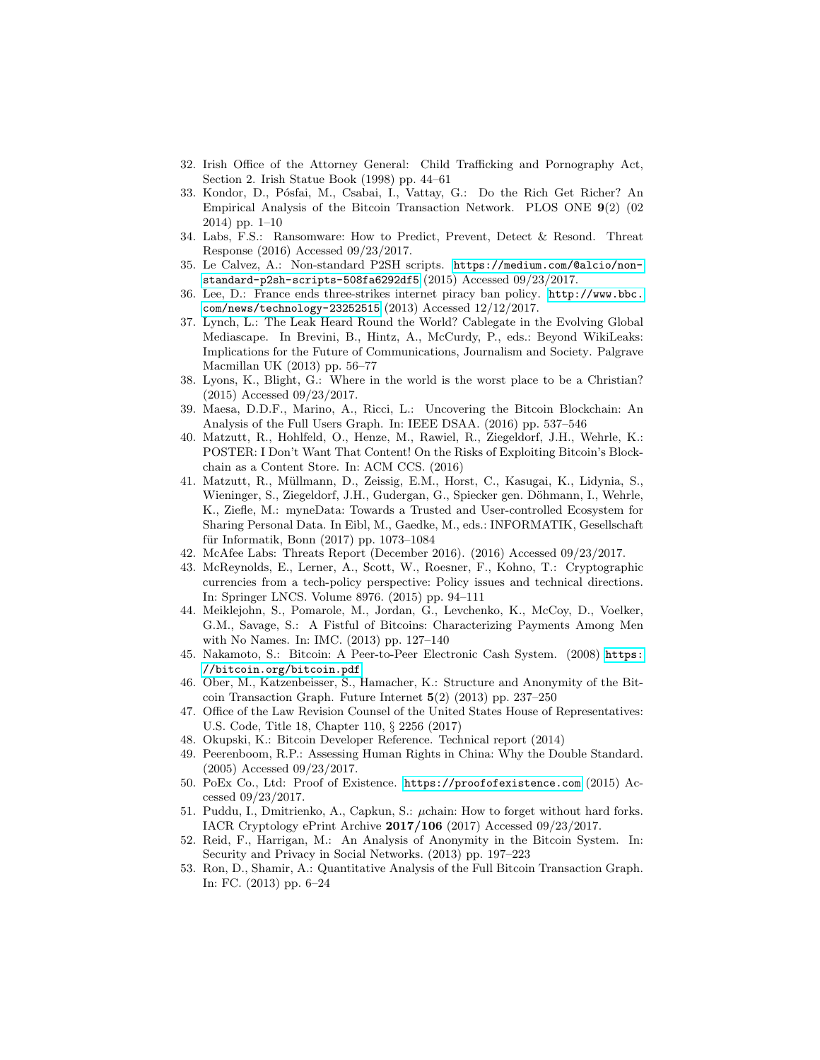32. Irish Office of the Attorney General: Child Trafficking and Pornography Act, Section 2. Irish Statue Book (1998) pp. 44–61
33. Kondor, D., Pósfai, M., Csabai, I., Vattay, G.: Do the Rich Get Richer? An Empirical Analysis of the Bitcoin Transaction Network. PLOS ONE **9**(2) (02 2014) pp. 1–10
34. Labs, F.S.: Ransomware: How to Predict, Prevent, Detect & Resond. Threat Response (2016) Accessed 09/23/2017.
35. Le Calvez, A.: Non-standard P2SH scripts. `https://medium.com/@alcio/non-standard-p2sh-scripts-508fa6292df5` (2015) Accessed 09/23/2017.
36. Lee, D.: France ends three-strikes internet piracy ban policy. `http://www.bbc.com/news/technology-23252515` (2013) Accessed 12/12/2017.
37. Lynch, L.: The Leak Heard Round the World? Cablegate in the Evolving Global Mediascape. In Brevini, B., Hintz, A., McCurdy, P., eds.: Beyond WikiLeaks: Implications for the Future of Communications, Journalism and Society. Palgrave Macmillan UK (2013) pp. 56–77
38. Lyons, K., Blight, G.: Where in the world is the worst place to be a Christian? (2015) Accessed 09/23/2017.
39. Maesa, D.D.F., Marino, A., Ricci, L.: Uncovering the Bitcoin Blockchain: An Analysis of the Full Users Graph. In: IEEE DSAA. (2016) pp. 537–546
40. Matzutt, R., Hohlfeld, O., Henze, M., Rawiel, R., Ziegeldorf, J.H., Wehrle, K.: POSTER: I Don't Want That Content! On the Risks of Exploiting Bitcoin's Blockchain as a Content Store. In: ACM CCS. (2016)
41. Matzutt, R., Müllmann, D., Zeissig, E.M., Horst, C., Kasugai, K., Lidynia, S., Wieninger, S., Ziegeldorf, J.H., Gudergan, G., Spiecker gen. Döhmann, I., Wehrle, K., Ziefle, M.: myneData: Towards a Trusted and User-controlled Ecosystem for Sharing Personal Data. In Eibl, M., Gaedke, M., eds.: INFORMATIK, Gesellschaft für Informatik, Bonn (2017) pp. 1073–1084
42. McAfee Labs: Threats Report (December 2016). (2016) Accessed 09/23/2017.
43. McReynolds, E., Lerner, A., Scott, W., Roesner, F., Kohno, T.: Cryptographic currencies from a tech-policy perspective: Policy issues and technical directions. In: Springer LNCS. Volume 8976. (2015) pp. 94–111
44. Meiklejohn, S., Pomarole, M., Jordan, G., Levchenko, K., McCoy, D., Voelker, G.M., Savage, S.: A Fistful of Bitcoins: Characterizing Payments Among Men with No Names. In: IMC. (2013) pp. 127–140
45. Nakamoto, S.: Bitcoin: A Peer-to-Peer Electronic Cash System. (2008) `https://bitcoin.org/bitcoin.pdf`
46. Ober, M., Katzenbeisser, S., Hamacher, K.: Structure and Anonymity of the Bitcoin Transaction Graph. Future Internet **5**(2) (2013) pp. 237–250
47. Office of the Law Revision Counsel of the United States House of Representatives: U.S. Code, Title 18, Chapter 110, § 2256 (2017)
48. Okupski, K.: Bitcoin Developer Reference. Technical report (2014)
49. Peerenboom, R.P.: Assessing Human Rights in China: Why the Double Standard. (2005) Accessed 09/23/2017.
50. PoEx Co., Ltd: Proof of Existence. `https://proofofexistence.com` (2015) Accessed 09/23/2017.
51. Puddu, I., Dmitrienko, A., Capkun, S.: $\mu$chain: How to forget without hard forks. IACR Cryptology ePrint Archive **2017/106** (2017) Accessed 09/23/2017.
52. Reid, F., Harrigan, M.: An Analysis of Anonymity in the Bitcoin System. In: Security and Privacy in Social Networks. (2013) pp. 197–223
53. Ron, D., Shamir, A.: Quantitative Analysis of the Full Bitcoin Transaction Graph. In: FC. (2013) pp. 6–24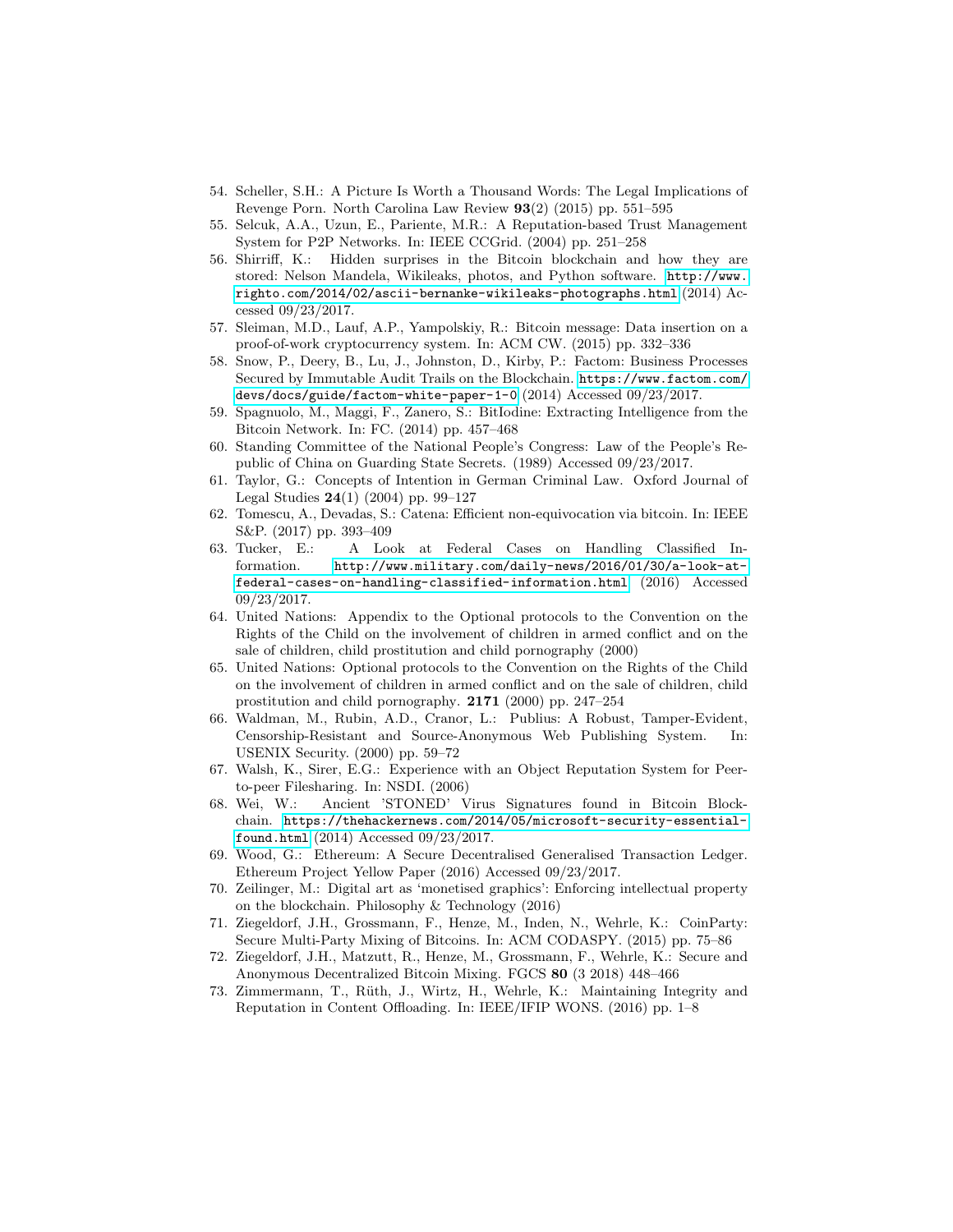54. Scheller, S.H.: A Picture Is Worth a Thousand Words: The Legal Implications of Revenge Porn. North Carolina Law Review **93**(2) (2015) pp. 551–595
55. Selcuk, A.A., Uzun, E., Pariente, M.R.: A Reputation-based Trust Management System for P2P Networks. In: IEEE CCGrid. (2004) pp. 251–258
56. Shirriff, K.: Hidden surprises in the Bitcoin blockchain and how they are stored: Nelson Mandela, Wikileaks, photos, and Python software. http://www.righto.com/2014/02/ascii-bernanke-wikileaks-photographs.html (2014) Accessed 09/23/2017.
57. Sleiman, M.D., Lauf, A.P., Yampolskiy, R.: Bitcoin message: Data insertion on a proof-of-work cryptocurrency system. In: ACM CW. (2015) pp. 332–336
58. Snow, P., Deery, B., Lu, J., Johnston, D., Kirby, P.: Factom: Business Processes Secured by Immutable Audit Trails on the Blockchain. https://www.factom.com/devs/docs/guide/factom-white-paper-1-0 (2014) Accessed 09/23/2017.
59. Spagnuolo, M., Maggi, F., Zanero, S.: BitIodine: Extracting Intelligence from the Bitcoin Network. In: FC. (2014) pp. 457–468
60. Standing Committee of the National People's Congress: Law of the People's Republic of China on Guarding State Secrets. (1989) Accessed 09/23/2017.
61. Taylor, G.: Concepts of Intention in German Criminal Law. Oxford Journal of Legal Studies **24**(1) (2004) pp. 99–127
62. Tomescu, A., Devadas, S.: Catena: Efficient non-equivocation via bitcoin. In: IEEE S&P. (2017) pp. 393–409
63. Tucker, E.: A Look at Federal Cases on Handling Classified Information. http://www.military.com/daily-news/2016/01/30/a-look-at-federal-cases-on-handling-classified-information.html (2016) Accessed 09/23/2017.
64. United Nations: Appendix to the Optional protocols to the Convention on the Rights of the Child on the involvement of children in armed conflict and on the sale of children, child prostitution and child pornography (2000)
65. United Nations: Optional protocols to the Convention on the Rights of the Child on the involvement of children in armed conflict and on the sale of children, child prostitution and child pornography. **2171** (2000) pp. 247–254
66. Waldman, M., Rubin, A.D., Cranor, L.: Publius: A Robust, Tamper-Evident, Censorship-Resistant and Source-Anonymous Web Publishing System. In: USENIX Security. (2000) pp. 59–72
67. Walsh, K., Sirer, E.G.: Experience with an Object Reputation System for Peer-to-peer Filesharing. In: NSDI. (2006)
68. Wei, W.: Ancient 'STONED' Virus Signatures found in Bitcoin Blockchain. https://thehackernews.com/2014/05/microsoft-security-essential-found.html (2014) Accessed 09/23/2017.
69. Wood, G.: Ethereum: A Secure Decentralised Generalised Transaction Ledger. Ethereum Project Yellow Paper (2016) Accessed 09/23/2017.
70. Zeilinger, M.: Digital art as 'monetised graphics': Enforcing intellectual property on the blockchain. Philosophy & Technology (2016)
71. Ziegeldorf, J.H., Grossmann, F., Henze, M., Inden, N., Wehrle, K.: CoinParty: Secure Multi-Party Mixing of Bitcoins. In: ACM CODASPY. (2015) pp. 75–86
72. Ziegeldorf, J.H., Matzutt, R., Henze, M., Grossmann, F., Wehrle, K.: Secure and Anonymous Decentralized Bitcoin Mixing. FGCS **80** (3 2018) 448–466
73. Zimmermann, T., Rüth, J., Wirtz, H., Wehrle, K.: Maintaining Integrity and Reputation in Content Offloading. In: IEEE/IFIP WONS. (2016) pp. 1–8